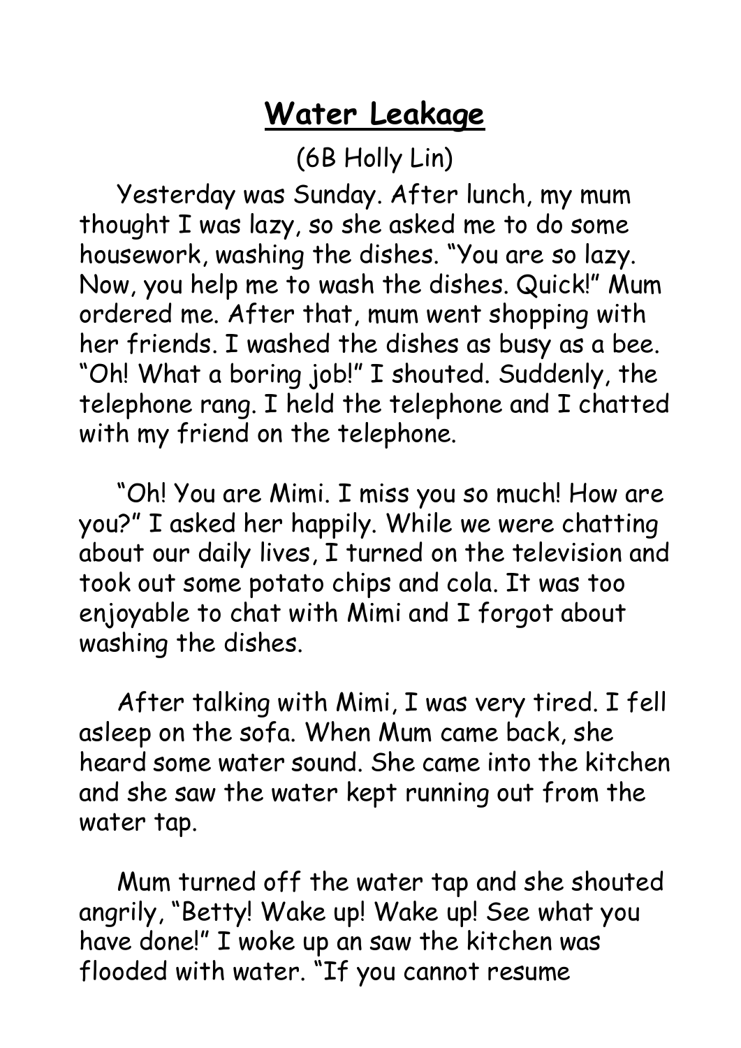# Water Leakage

(6B Holly Lin)

Yesterday was Sunday. After lunch, my mum thought I was lazy, so she asked me to do some housework, washing the dishes. "You are so lazy. Now, you help me to wash the dishes. Quick!" Mum ordered me. After that, mum went shopping with her friends. I washed the dishes as busy as a bee. "Oh! What a boring job!" I shouted. Suddenly, the telephone rang. I held the telephone and I chatted with my friend on the telephone.

"Oh! You are Mimi. I miss you so much! How are you?" I asked her happily. While we were chatting about our daily lives, I turned on the television and took out some potato chips and cola. It was too enjoyable to chat with Mimi and I forgot about washing the dishes.

After talking with Mimi, I was very tired. I fell asleep on the sofa. When Mum came back, she heard some water sound. She came into the kitchen and she saw the water kept running out from the water tap.

Mum turned off the water tap and she shouted angrily, "Betty! Wake up! Wake up! See what you have done!" I woke up an saw the kitchen was flooded with water. "If you cannot resume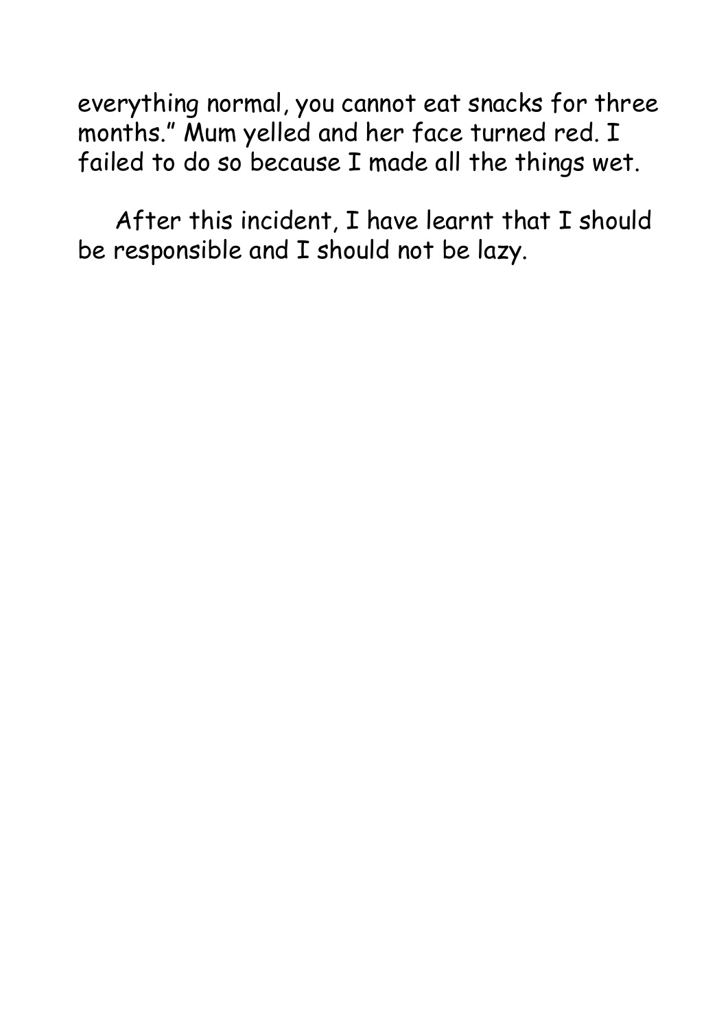everything normal, you cannot eat snacks for three months." Mum yelled and her face turned red. I failed to do so because I made all the things wet.

After this incident, I have learnt that I should be responsible and I should not be lazy.